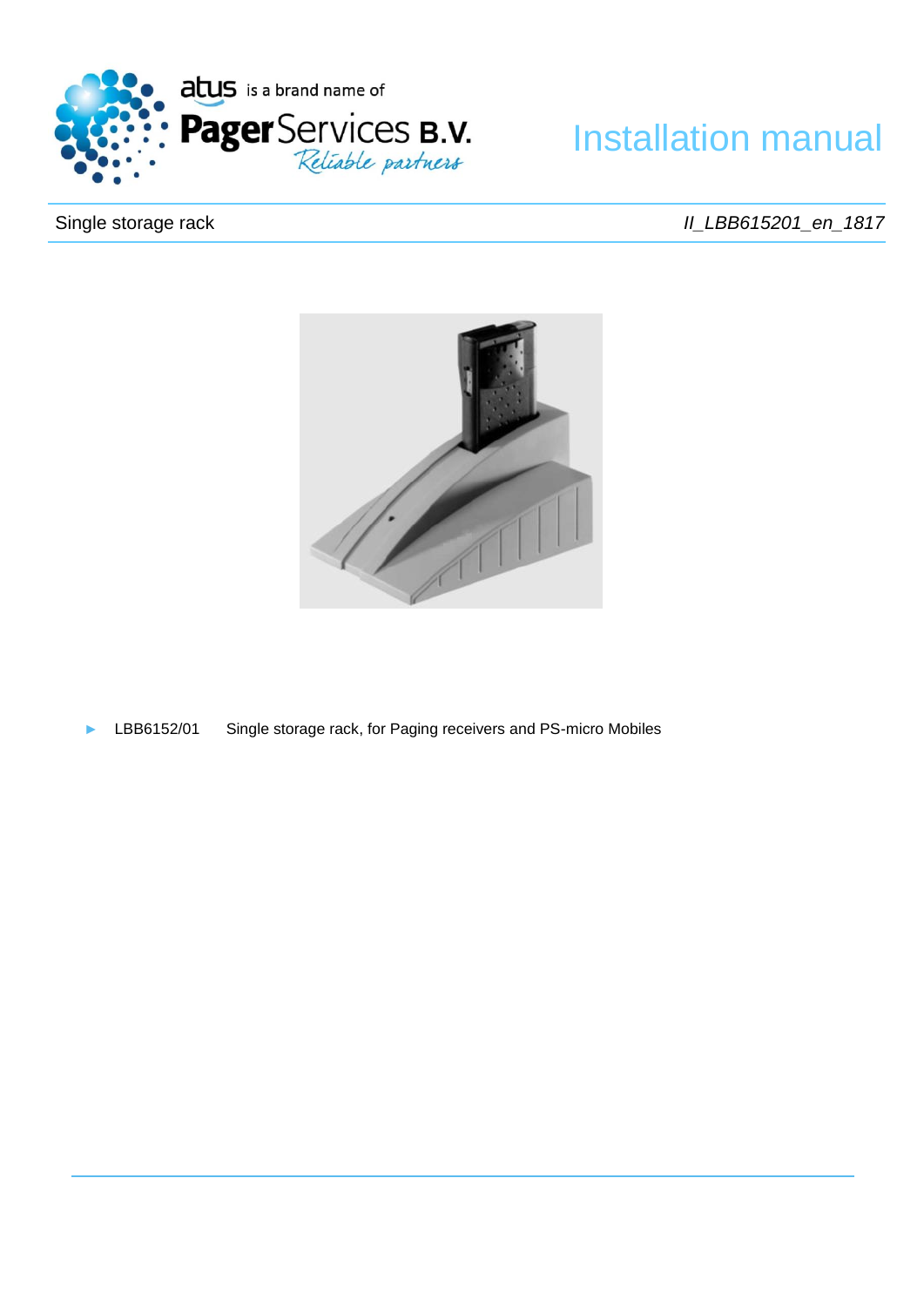atus is a brand name of PagerServices B.V. *Reliable partners*

# Installation manual

Single storage rack *II_LBB615201_en_1817*

- ► LBB6152/01 Single storage rack, for Paging receivers and PS-micro Mobiles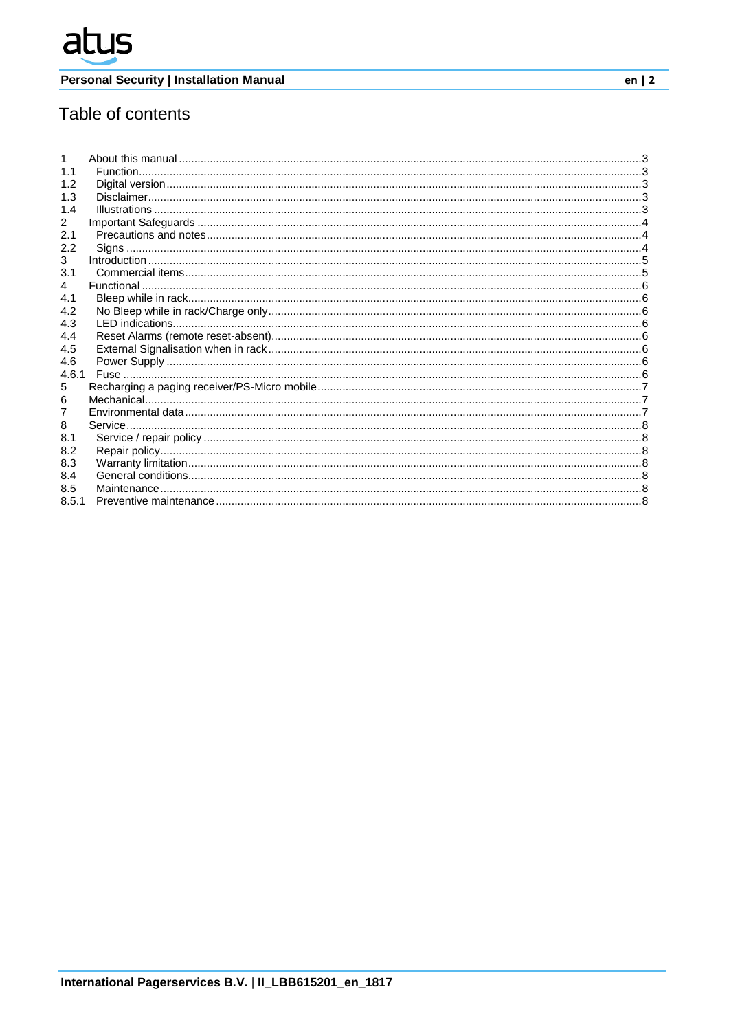# Table of contents

| | | |
|---|---|---|
| 1 | About this manual | 3 |
| 1.1 | Function | 3 |
| 1.2 | Digital version | 3 |
| 1.3 | Disclaimer | 3 |
| 1.4 | Illustrations | 3 |
| 2 | Important Safeguards | 4 |
| 2.1 | Precautions and notes | 4 |
| 2.2 | Signs | 4 |
| 3 | Introduction | 5 |
| 3.1 | Commercial items | 5 |
| 4 | Functional | 6 |
| 4.1 | Bleep while in rack | 6 |
| 4.2 | No Bleep while in rack/Charge only | 6 |
| 4.3 | LED indications | 6 |
| 4.4 | Reset Alarms (remote reset-absent) | 6 |
| 4.5 | External Signalisation when in rack | 6 |
| 4.6 | Power Supply | 6 |
| 4.6.1 | Fuse | 6 |
| 5 | Recharging a paging receiver/PS-Micro mobile | 7 |
| 6 | Mechanical | 7 |
| 7 | Environmental data | 7 |
| 8 | Service | 8 |
| 8.1 | Service / repair policy | 8 |
| 8.2 | Repair policy | 8 |
| 8.3 | Warranty limitation | 8 |
| 8.4 | General conditions | 8 |
| 8.5 | Maintenance | 8 |
| 8.5.1 | Preventive maintenance | 8 |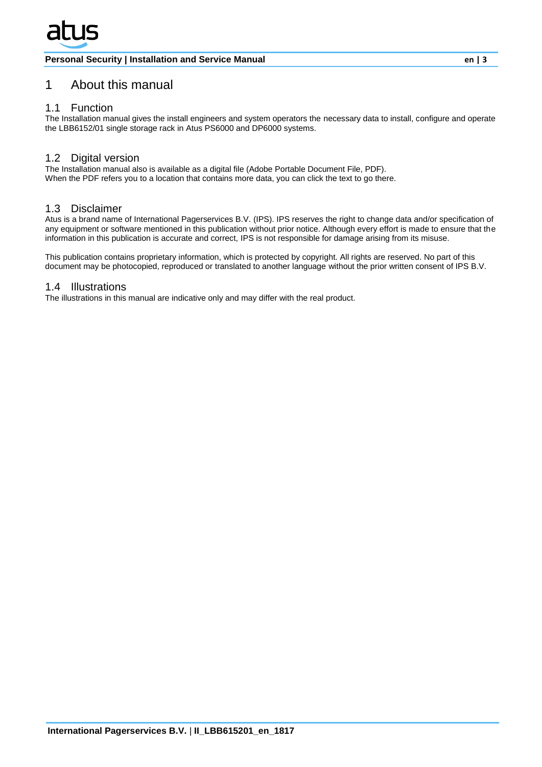# 1 About this manual

## 1.1 Function

The Installation manual gives the install engineers and system operators the necessary data to install, configure and operate the LBB6152/01 single storage rack in Atus PS6000 and DP6000 systems.

## 1.2 Digital version

The Installation manual also is available as a digital file (Adobe Portable Document File, PDF).
When the PDF refers you to a location that contains more data, you can click the text to go there.

## 1.3 Disclaimer

Atus is a brand name of International Pagerservices B.V. (IPS). IPS reserves the right to change data and/or specification of any equipment or software mentioned in this publication without prior notice. Although every effort is made to ensure that the information in this publication is accurate and correct, IPS is not responsible for damage arising from its misuse.

This publication contains proprietary information, which is protected by copyright. All rights are reserved. No part of this document may be photocopied, reproduced or translated to another language without the prior written consent of IPS B.V.

## 1.4 Illustrations

The illustrations in this manual are indicative only and may differ with the real product.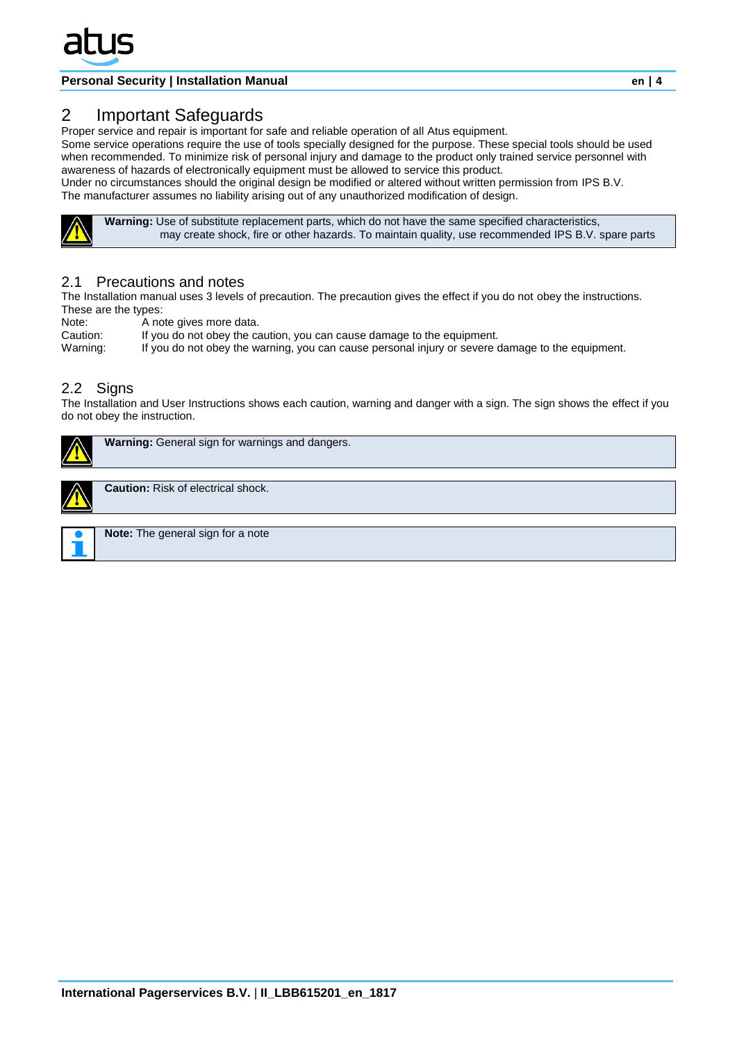# 2 Important Safeguards

Proper service and repair is important for safe and reliable operation of all Atus equipment.
Some service operations require the use of tools specially designed for the purpose. These special tools should be used when recommended. To minimize risk of personal injury and damage to the product only trained service personnel with awareness of hazards of electronically equipment must be allowed to service this product.
Under no circumstances should the original design be modified or altered without written permission from IPS B.V.
The manufacturer assumes no liability arising out of any unauthorized modification of design.

> **Warning:** Use of substitute replacement parts, which do not have the same specified characteristics, may create shock, fire or other hazards. To maintain quality, use recommended IPS B.V. spare parts

## 2.1 Precautions and notes

The Installation manual uses 3 levels of precaution. The precaution gives the effect if you do not obey the instructions.
These are the types:

Note: A note gives more data.
Caution: If you do not obey the caution, you can cause damage to the equipment.
Warning: If you do not obey the warning, you can cause personal injury or severe damage to the equipment.

## 2.2 Signs

The Installation and User Instructions shows each caution, warning and danger with a sign. The sign shows the effect if you do not obey the instruction.

> **Warning:** General sign for warnings and dangers.

> **Caution:** Risk of electrical shock.

> **Note:** The general sign for a note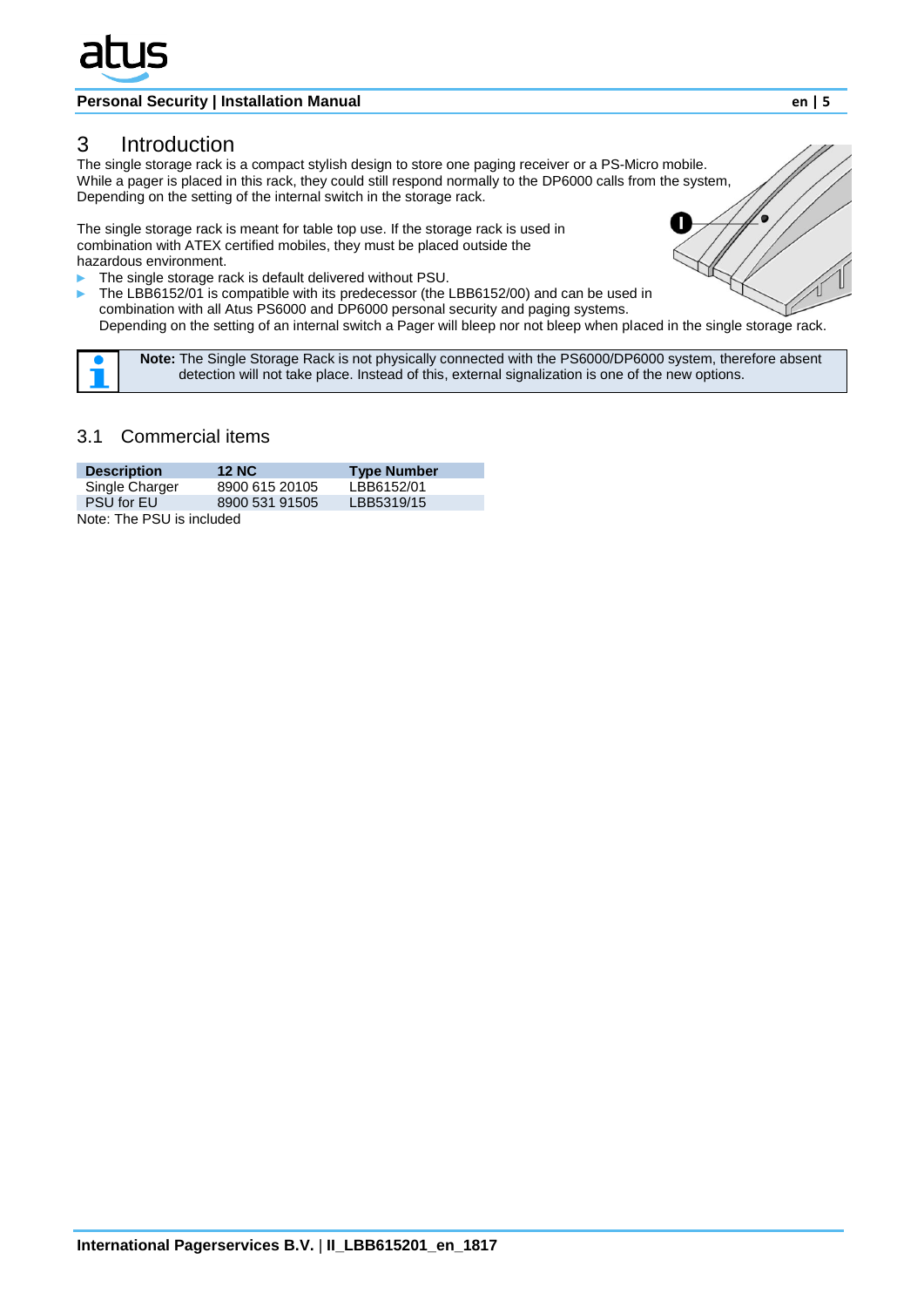# 3 Introduction

The single storage rack is a compact stylish design to store one paging receiver or a PS-Micro mobile. While a pager is placed in this rack, they could still respond normally to the DP6000 calls from the system, Depending on the setting of the internal switch in the storage rack.

The single storage rack is meant for table top use. If the storage rack is used in combination with ATEX certified mobiles, they must be placed outside the hazardous environment.

- The single storage rack is default delivered without PSU.
- The LBB6152/01 is compatible with its predecessor (the LBB6152/00) and can be used in combination with all Atus PS6000 and DP6000 personal security and paging systems.
  Depending on the setting of an internal switch a Pager will bleep nor not bleep when placed in the single storage rack.

> **Note:** The Single Storage Rack is not physically connected with the PS6000/DP6000 system, therefore absent detection will not take place. Instead of this, external signalization is one of the new options.

## 3.1 Commercial items

| Description | 12 NC | Type Number |
|---|---|---|
| Single Charger | 8900 615 20105 | LBB6152/01 |
| PSU for EU | 8900 531 91505 | LBB5319/15 |

Note: The PSU is included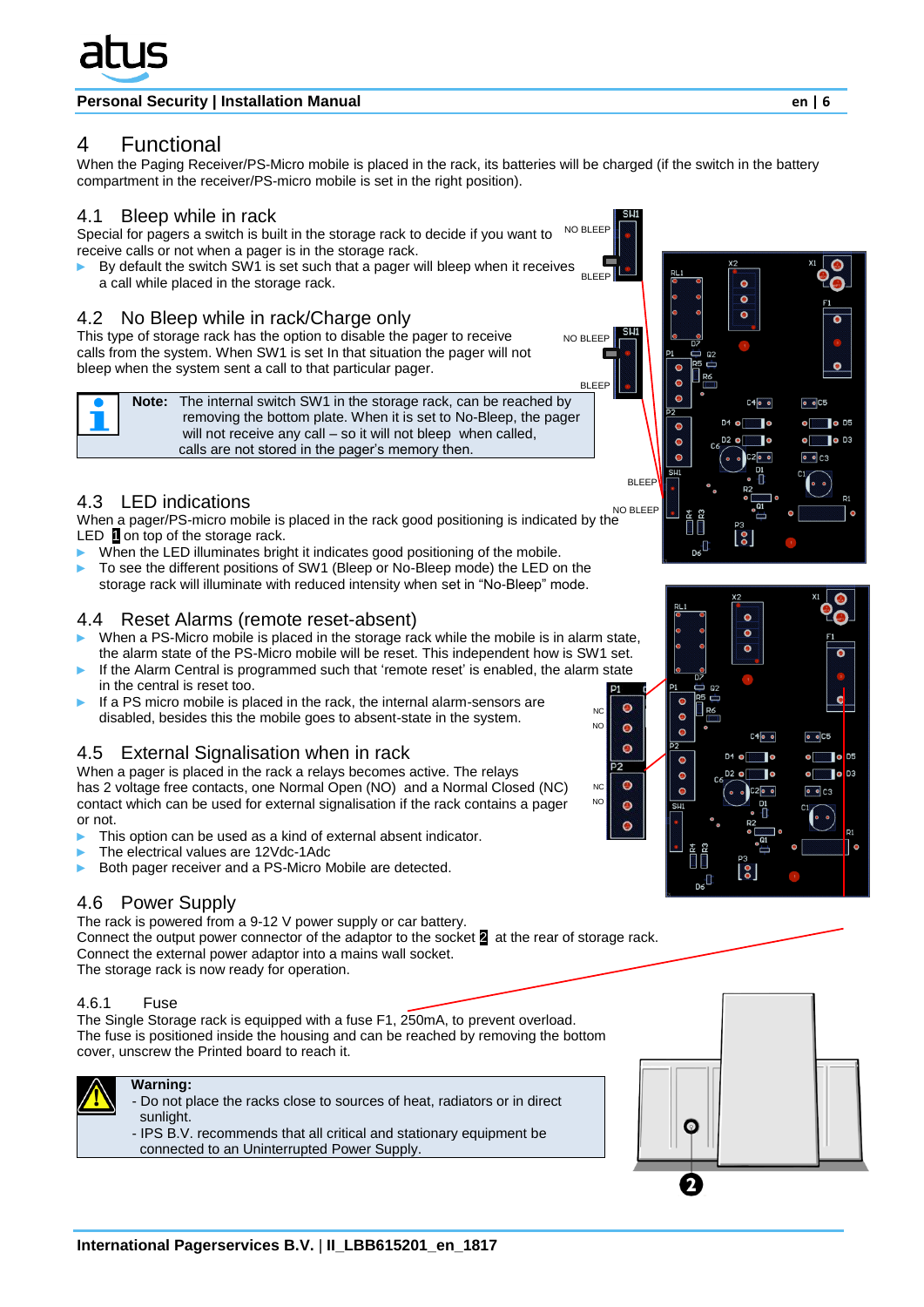# 4 Functional

When the Paging Receiver/PS-Micro mobile is placed in the rack, its batteries will be charged (if the switch in the battery compartment in the receiver/PS-micro mobile is set in the right position).

## 4.1 Bleep while in rack

Special for pagers a switch is built in the storage rack to decide if you want to receive calls or not when a pager is in the storage rack.

- By default the switch SW1 is set such that a pager will bleep when it receives a call while placed in the storage rack.

## 4.2 No Bleep while in rack/Charge only

This type of storage rack has the option to disable the pager to receive calls from the system. When SW1 is set In that situation the pager will not bleep when the system sent a call to that particular pager.

> **Note:** The internal switch SW1 in the storage rack, can be reached by removing the bottom plate. When it is set to No-Bleep, the pager will not receive any call – so it will not bleep when called, calls are not stored in the pager's memory then.

## 4.3 LED indications

When a pager/PS-micro mobile is placed in the rack good positioning is indicated by the LED 1 on top of the storage rack.

- When the LED illuminates bright it indicates good positioning of the mobile.
- To see the different positions of SW1 (Bleep or No-Bleep mode) the LED on the storage rack will illuminate with reduced intensity when set in "No-Bleep" mode.

## 4.4 Reset Alarms (remote reset-absent)

- When a PS-Micro mobile is placed in the storage rack while the mobile is in alarm state, the alarm state of the PS-Micro mobile will be reset. This independent how is SW1 set.
- If the Alarm Central is programmed such that 'remote reset' is enabled, the alarm state in the central is reset too.
- If a PS micro mobile is placed in the rack, the internal alarm-sensors are disabled, besides this the mobile goes to absent-state in the system.

## 4.5 External Signalisation when in rack

When a pager is placed in the rack a relays becomes active. The relays has 2 voltage free contacts, one Normal Open (NO) and a Normal Closed (NC) contact which can be used for external signalisation if the rack contains a pager or not.

- This option can be used as a kind of external absent indicator.
- The electrical values are 12Vdc-1Adc
- Both pager receiver and a PS-Micro Mobile are detected.

## 4.6 Power Supply

The rack is powered from a 9-12 V power supply or car battery.
Connect the output power connector of the adaptor to the socket 2 at the rear of storage rack.
Connect the external power adaptor into a mains wall socket.
The storage rack is now ready for operation.

### 4.6.1 Fuse

The Single Storage rack is equipped with a fuse F1, 250mA, to prevent overload.
The fuse is positioned inside the housing and can be reached by removing the bottom cover, unscrew the Printed board to reach it.

> **Warning:**
> - Do not place the racks close to sources of heat, radiators or in direct sunlight.
> - IPS B.V. recommends that all critical and stationary equipment be connected to an Uninterrupted Power Supply.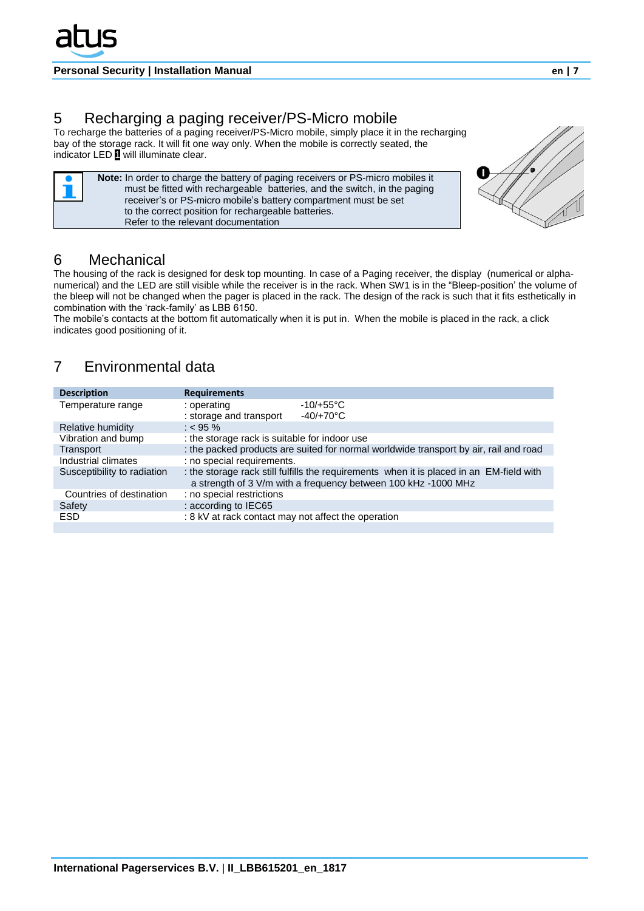# 5 Recharging a paging receiver/PS-Micro mobile

To recharge the batteries of a paging receiver/PS-Micro mobile, simply place it in the recharging bay of the storage rack. It will fit one way only. When the mobile is correctly seated, the indicator LED 1 will illuminate clear.

> **Note:** In order to charge the battery of paging receivers or PS-micro mobiles it must be fitted with rechargeable batteries, and the switch, in the paging receiver's or PS-micro mobile's battery compartment must be set to the correct position for rechargeable batteries.
> Refer to the relevant documentation

# 6 Mechanical

The housing of the rack is designed for desk top mounting. In case of a Paging receiver, the display (numerical or alpha-numerical) and the LED are still visible while the receiver is in the rack. When SW1 is in the "Bleep-position' the volume of the bleep will not be changed when the pager is placed in the rack. The design of the rack is such that it fits esthetically in combination with the 'rack-family' as LBB 6150.

The mobile's contacts at the bottom fit automatically when it is put in. When the mobile is placed in the rack, a click indicates good positioning of it.

# 7 Environmental data

| Description | Requirements |
|---|---|
| Temperature range | : operating -10/+55°C<br>: storage and transport -40/+70°C |
| Relative humidity | : < 95 % |
| Vibration and bump | : the storage rack is suitable for indoor use |
| Transport | : the packed products are suited for normal worldwide transport by air, rail and road |
| Industrial climates | : no special requirements. |
| Susceptibility to radiation | : the storage rack still fulfills the requirements when it is placed in an EM-field with a strength of 3 V/m with a frequency between 100 kHz -1000 MHz |
| Countries of destination | : no special restrictions |
| Safety | : according to IEC65 |
| ESD | : 8 kV at rack contact may not affect the operation |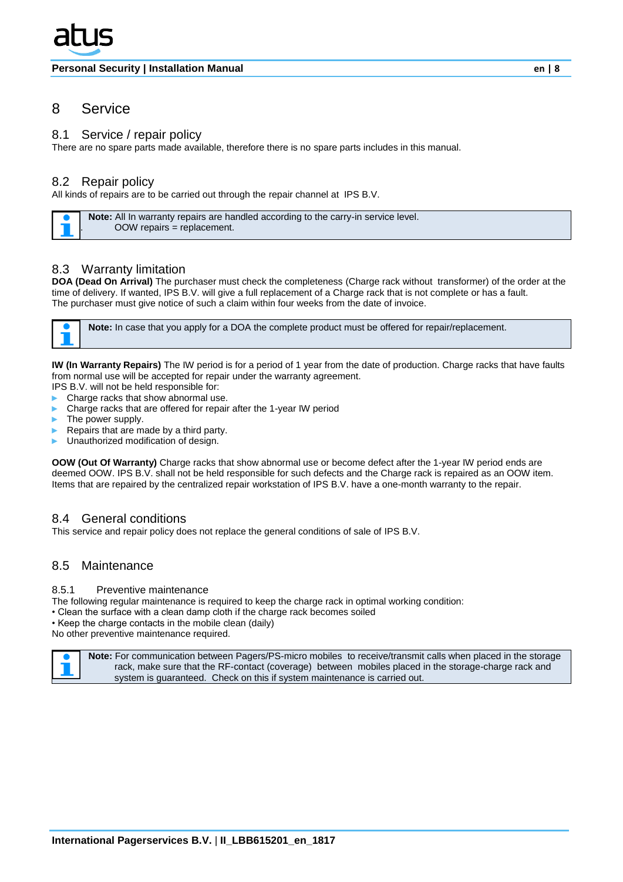# 8 Service

## 8.1 Service / repair policy

There are no spare parts made available, therefore there is no spare parts includes in this manual.

## 8.2 Repair policy

All kinds of repairs are to be carried out through the repair channel at IPS B.V.

> **Note:** All In warranty repairs are handled according to the carry-in service level.
> OOW repairs = replacement.

## 8.3 Warranty limitation

**DOA (Dead On Arrival)** The purchaser must check the completeness (Charge rack without transformer) of the order at the time of delivery. If wanted, IPS B.V. will give a full replacement of a Charge rack that is not complete or has a fault.
The purchaser must give notice of such a claim within four weeks from the date of invoice.

> **Note:** In case that you apply for a DOA the complete product must be offered for repair/replacement.

**IW (In Warranty Repairs)** The IW period is for a period of 1 year from the date of production. Charge racks that have faults from normal use will be accepted for repair under the warranty agreement.
IPS B.V. will not be held responsible for:

- Charge racks that show abnormal use.
- Charge racks that are offered for repair after the 1-year IW period
- The power supply.
- Repairs that are made by a third party.
- Unauthorized modification of design.

**OOW (Out Of Warranty)** Charge racks that show abnormal use or become defect after the 1-year IW period ends are deemed OOW. IPS B.V. shall not be held responsible for such defects and the Charge rack is repaired as an OOW item. Items that are repaired by the centralized repair workstation of IPS B.V. have a one-month warranty to the repair.

## 8.4 General conditions

This service and repair policy does not replace the general conditions of sale of IPS B.V.

## 8.5 Maintenance

### 8.5.1 Preventive maintenance

The following regular maintenance is required to keep the charge rack in optimal working condition:

- Clean the surface with a clean damp cloth if the charge rack becomes soiled
- Keep the charge contacts in the mobile clean (daily)

No other preventive maintenance required.

> **Note:** For communication between Pagers/PS-micro mobiles to receive/transmit calls when placed in the storage rack, make sure that the RF-contact (coverage) between mobiles placed in the storage-charge rack and system is guaranteed. Check on this if system maintenance is carried out.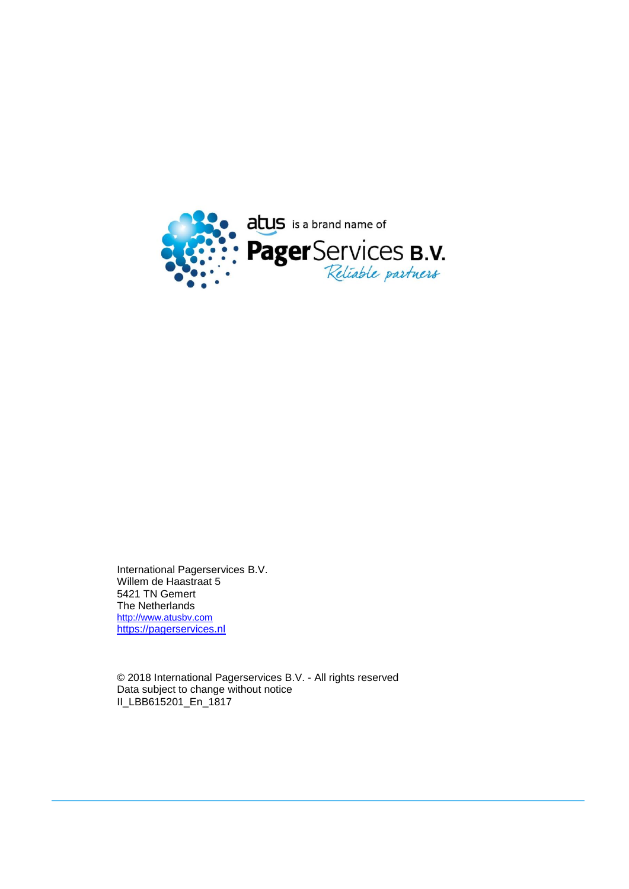atus is a brand name of

PagerServices B.V.
Reliable partners

International Pagerservices B.V.
Willem de Haastraat 5
5421 TN Gemert
The Netherlands
http://www.atusbv.com
https://pagerservices.nl

© 2018 International Pagerservices B.V. - All rights reserved
Data subject to change without notice
II_LBB615201_En_1817